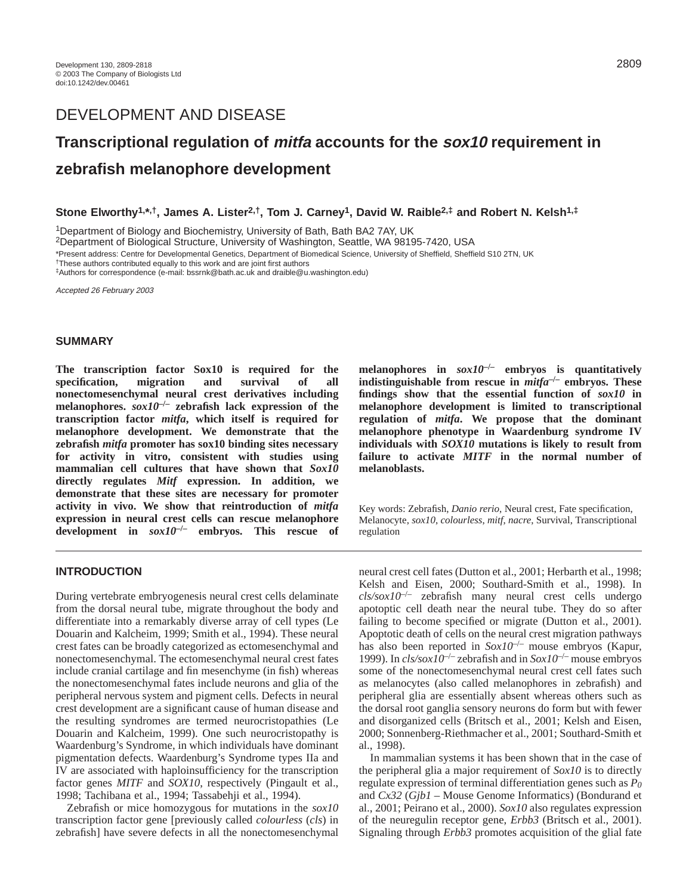DEVELOPMENT AND DISEASE

# Transcriptional regulation of *mitfa* accounts for the *sox10* requirement in zebrafish melanophore development

**Stone Elworthy[1,*,†], James A. Lister[2,†], Tom J. Carney[1], David W. Raible[2,‡] and Robert N. Kelsh[1,‡]**

[1]Department of Biology and Biochemistry, University of Bath, Bath BA2 7AY, UK
[2]Department of Biological Structure, University of Washington, Seattle, WA 98195-7420, USA

*Present address: Centre for Developmental Genetics, Department of Biomedical Science, University of Sheffield, Sheffield S10 2TN, UK
†These authors contributed equally to this work and are joint first authors
‡Authors for correspondence (e-mail: bssrnk@bath.ac.uk and draible@u.washington.edu)

*Accepted 26 February 2003*

## SUMMARY

**The transcription factor Sox10 is required for the specification, migration and survival of all nonectomesenchymal neural crest derivatives including melanophores. *sox10*$^{-/-}$ zebrafish lack expression of the transcription factor *mitfa*, which itself is required for melanophore development. We demonstrate that the zebrafish *mitfa* promoter has sox10 binding sites necessary for activity in vitro, consistent with studies using mammalian cell cultures that have shown that *Sox10* directly regulates *Mitf* expression. In addition, we demonstrate that these sites are necessary for promoter activity in vivo. We show that reintroduction of *mitfa* expression in neural crest cells can rescue melanophore development in *sox10*$^{-/-}$ embryos. This rescue of melanophores in *sox10*$^{-/-}$ embryos is quantitatively indistinguishable from rescue in *mitfa*$^{-/-}$ embryos. These findings show that the essential function of *sox10* in melanophore development is limited to transcriptional regulation of *mitfa*. We propose that the dominant melanophore phenotype in Waardenburg syndrome IV individuals with *SOX10* mutations is likely to result from failure to activate *MITF* in the normal number of melanoblasts.**

Key words: Zebrafish, *Danio rerio*, Neural crest, Fate specification, Melanocyte, *sox10*, *colourless*, *mitf*, *nacre*, Survival, Transcriptional regulation

## INTRODUCTION

During vertebrate embryogenesis neural crest cells delaminate from the dorsal neural tube, migrate throughout the body and differentiate into a remarkably diverse array of cell types (Le Douarin and Kalcheim, 1999; Smith et al., 1994). These neural crest fates can be broadly categorized as ectomesenchymal and nonectomesenchymal. The ectomesenchymal neural crest fates include cranial cartilage and fin mesenchyme (in fish) whereas the nonectomesenchymal fates include neurons and glia of the peripheral nervous system and pigment cells. Defects in neural crest development are a significant cause of human disease and the resulting syndromes are termed neurocristopathies (Le Douarin and Kalcheim, 1999). One such neurocristopathy is Waardenburg's Syndrome, in which individuals have dominant pigmentation defects. Waardenburg's Syndrome types IIa and IV are associated with haploinsufficiency for the transcription factor genes *MITF* and *SOX10*, respectively (Pingault et al., 1998; Tachibana et al., 1994; Tassabehji et al., 1994).

Zebrafish or mice homozygous for mutations in the *sox10* transcription factor gene [previously called *colourless* (*cls*) in zebrafish] have severe defects in all the nonectomesenchymal neural crest cell fates (Dutton et al., 2001; Herbarth et al., 1998; Kelsh and Eisen, 2000; Southard-Smith et al., 1998). In *cls/sox10*$^{-/-}$ zebrafish many neural crest cells undergo apoptotic cell death near the neural tube. They do so after failing to become specified or migrate (Dutton et al., 2001). Apoptotic death of cells on the neural crest migration pathways has also been reported in *Sox10*$^{-/-}$ mouse embryos (Kapur, 1999). In *cls/sox10*$^{-/-}$ zebrafish and in *Sox10*$^{-/-}$ mouse embryos some of the nonectomesenchymal neural crest cell fates such as melanocytes (also called melanophores in zebrafish) and peripheral glia are essentially absent whereas others such as the dorsal root ganglia sensory neurons do form but with fewer and disorganized cells (Britsch et al., 2001; Kelsh and Eisen, 2000; Sonnenberg-Riethmacher et al., 2001; Southard-Smith et al., 1998).

In mammalian systems it has been shown that in the case of the peripheral glia a major requirement of *Sox10* is to directly regulate expression of terminal differentiation genes such as $P_0$ and *Cx32* (*Gjb1* – Mouse Genome Informatics) (Bondurand et al., 2001; Peirano et al., 2000). *Sox10* also regulates expression of the neuregulin receptor gene, *Erbb3* (Britsch et al., 2001). Signaling through *Erbb3* promotes acquisition of the glial fate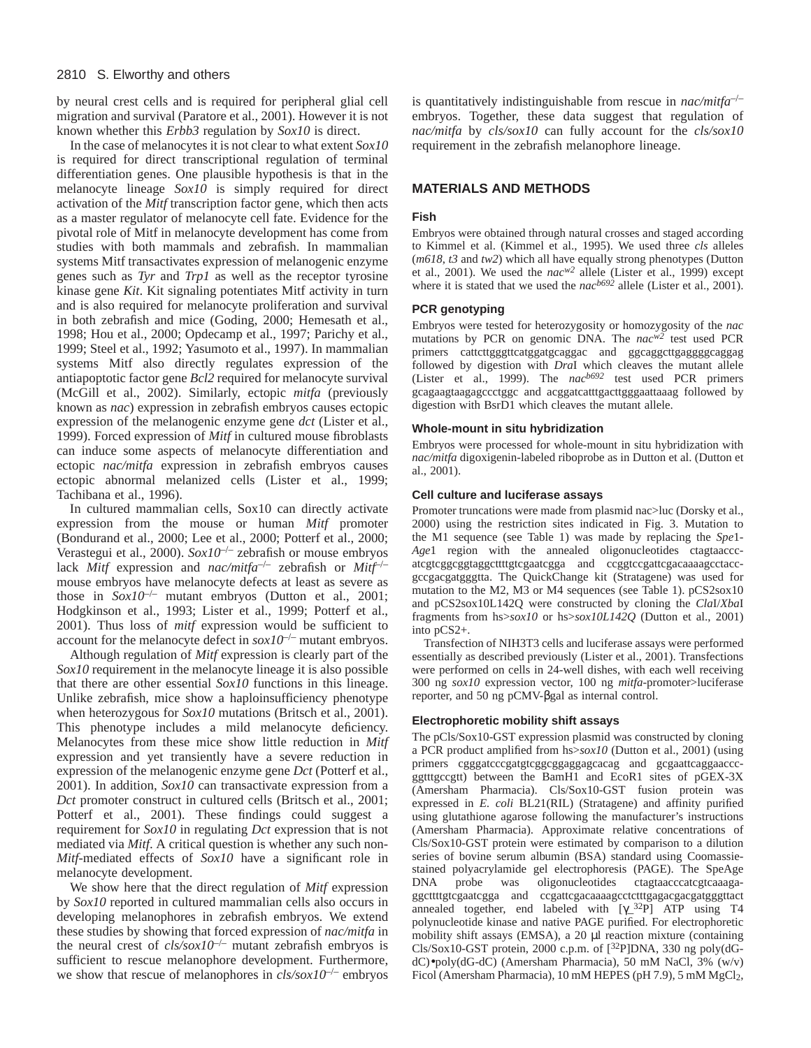by neural crest cells and is required for peripheral glial cell migration and survival (Paratore et al., 2001). However it is not known whether this *Erbb3* regulation by *Sox10* is direct.

In the case of melanocytes it is not clear to what extent *Sox10* is required for direct transcriptional regulation of terminal differentiation genes. One plausible hypothesis is that in the melanocyte lineage *Sox10* is simply required for direct activation of the *Mitf* transcription factor gene, which then acts as a master regulator of melanocyte cell fate. Evidence for the pivotal role of Mitf in melanocyte development has come from studies with both mammals and zebrafish. In mammalian systems Mitf transactivates expression of melanogenic enzyme genes such as *Tyr* and *Trp1* as well as the receptor tyrosine kinase gene *Kit*. Kit signaling potentiates Mitf activity in turn and is also required for melanocyte proliferation and survival in both zebrafish and mice (Goding, 2000; Hemesath et al., 1998; Hou et al., 2000; Opdecamp et al., 1997; Parichy et al., 1999; Steel et al., 1992; Yasumoto et al., 1997). In mammalian systems Mitf also directly regulates expression of the antiapoptotic factor gene *Bcl2* required for melanocyte survival (McGill et al., 2002). Similarly, ectopic *mitfa* (previously known as *nac*) expression in zebrafish embryos causes ectopic expression of the melanogenic enzyme gene *dct* (Lister et al., 1999). Forced expression of *Mitf* in cultured mouse fibroblasts can induce some aspects of melanocyte differentiation and ectopic *nac/mitfa* expression in zebrafish embryos causes ectopic abnormal melanized cells (Lister et al., 1999; Tachibana et al., 1996).

In cultured mammalian cells, Sox10 can directly activate expression from the mouse or human *Mitf* promoter (Bondurand et al., 2000; Lee et al., 2000; Potterf et al., 2000; Verastegui et al., 2000). *Sox10*$^{-/-}$ zebrafish or mouse embryos lack *Mitf* expression and *nac/mitfa*$^{-/-}$ zebrafish or *Mitf*$^{-/-}$ mouse embryos have melanocyte defects at least as severe as those in *Sox10*$^{-/-}$ mutant embryos (Dutton et al., 2001; Hodgkinson et al., 1993; Lister et al., 1999; Potterf et al., 2001). Thus loss of *mitf* expression would be sufficient to account for the melanocyte defect in *sox10*$^{-/-}$ mutant embryos.

Although regulation of *Mitf* expression is clearly part of the *Sox10* requirement in the melanocyte lineage it is also possible that there are other essential *Sox10* functions in this lineage. Unlike zebrafish, mice show a haploinsufficiency phenotype when heterozygous for *Sox10* mutations (Britsch et al., 2001). This phenotype includes a mild melanocyte deficiency. Melanocytes from these mice show little reduction in *Mitf* expression and yet transiently have a severe reduction in expression of the melanogenic enzyme gene *Dct* (Potterf et al., 2001). In addition, *Sox10* can transactivate expression from a *Dct* promoter construct in cultured cells (Britsch et al., 2001; Potterf et al., 2001). These findings could suggest a requirement for *Sox10* in regulating *Dct* expression that is not mediated via *Mitf*. A critical question is whether any such non-*Mitf*-mediated effects of *Sox10* have a significant role in melanocyte development.

We show here that the direct regulation of *Mitf* expression by *Sox10* reported in cultured mammalian cells also occurs in developing melanophores in zebrafish embryos. We extend these studies by showing that forced expression of *nac/mitfa* in the neural crest of *cls/sox10*$^{-/-}$ mutant zebrafish embryos is sufficient to rescue melanophore development. Furthermore, we show that rescue of melanophores in *cls/sox10*$^{-/-}$ embryos is quantitatively indistinguishable from rescue in *nac/mitfa*$^{-/-}$ embryos. Together, these data suggest that regulation of *nac/mitfa* by *cls/sox10* can fully account for the *cls/sox10* requirement in the zebrafish melanophore lineage.

## MATERIALS AND METHODS

### Fish

Embryos were obtained through natural crosses and staged according to Kimmel et al. (Kimmel et al., 1995). We used three *cls* alleles (*m618*, *t3* and *tw2*) which all have equally strong phenotypes (Dutton et al., 2001). We used the *nac*$^{w2}$ allele (Lister et al., 1999) except where it is stated that we used the *nac*$^{b692}$ allele (Lister et al., 2001).

### PCR genotyping

Embryos were tested for heterozygosity or homozygosity of the *nac* mutations by PCR on genomic DNA. The *nac*$^{w2}$ test used PCR primers cattcttgggttcatggatgcaggac and ggcaggcttgaggggcaggag followed by digestion with *Dra*I which cleaves the mutant allele (Lister et al., 1999). The *nac*$^{b692}$ test used PCR primers gcagaagtaagagccctggc and acggatcatttgacttgggaattaaag followed by digestion with BsrD1 which cleaves the mutant allele.

### Whole-mount in situ hybridization

Embryos were processed for whole-mount in situ hybridization with *nac/mitfa* digoxigenin-labeled riboprobe as in Dutton et al. (Dutton et al., 2001).

### Cell culture and luciferase assays

Promoter truncations were made from plasmid nac>luc (Dorsky et al., 2000) using the restriction sites indicated in Fig. 3. Mutation to the M1 sequence (see Table 1) was made by replacing the *Spe*1-*Age*1 region with the annealed oligonucleotides ctagtaaccc-atcgtcggcggtaggcttttgtcgaatcgga and ccggtccgattcgacaaaagcctacc-gccgacgatgggtta. The QuickChange kit (Stratagene) was used for mutation to the M2, M3 or M4 sequences (see Table 1). pCS2sox10 and pCS2sox10L142Q were constructed by cloning the *Cla*I/*Xba*I fragments from hs>*sox10* or hs>*sox10L142Q* (Dutton et al., 2001) into pCS2+.

Transfection of NIH3T3 cells and luciferase assays were performed essentially as described previously (Lister et al., 2001). Transfections were performed on cells in 24-well dishes, with each well receiving 300 ng *sox10* expression vector, 100 ng *mitfa*-promoter>luciferase reporter, and 50 ng pCMV-βgal as internal control.

### Electrophoretic mobility shift assays

The pCls/Sox10-GST expression plasmid was constructed by cloning a PCR product amplified from hs>*sox10* (Dutton et al., 2001) (using primers cgggatcccgatgtcggcggaggagcacag and gcgaattcaggaaccc-ggtttgccgtt) between the BamH1 and EcoR1 sites of pGEX-3X (Amersham Pharmacia). Cls/Sox10-GST fusion protein was expressed in *E. coli* BL21(RIL) (Stratagene) and affinity purified using glutathione agarose following the manufacturer's instructions (Amersham Pharmacia). Approximate relative concentrations of Cls/Sox10-GST protein were estimated by comparison to a dilution series of bovine serum albumin (BSA) standard using Coomassie-stained polyacrylamide gel electrophoresis (PAGE). The SpeAge DNA probe was oligonucleotides ctagtaacccatcgtcaaaga-ggcttttgtcgaatcgga and ccgattcgacaaaagcctctttgagacgacgatgggttact annealed together, end labeled with [$\gamma$-$^{32}$P] ATP using T4 polynucleotide kinase and native PAGE purified. For electrophoretic mobility shift assays (EMSA), a 20 μl reaction mixture (containing Cls/Sox10-GST protein, 2000 c.p.m. of [$^{32}$P]DNA, 330 ng poly(dG-dC)•poly(dG-dC) (Amersham Pharmacia), 50 mM NaCl, 3% (w/v) Ficol (Amersham Pharmacia), 10 mM HEPES (pH 7.9), 5 mM $MgCl_2$,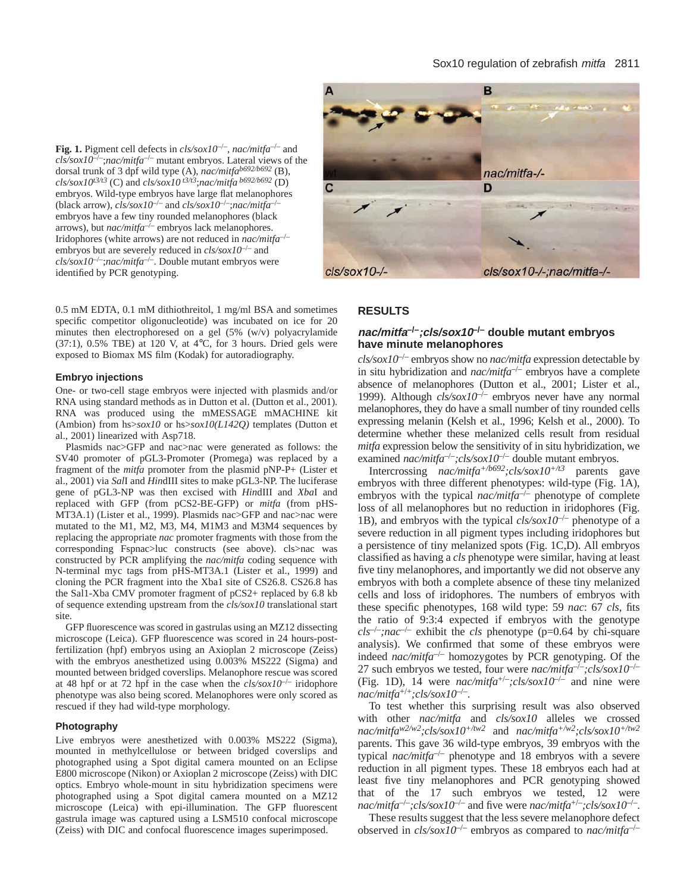**Fig. 1.** Pigment cell defects in *cls/sox10*$^{-/-}$, *nac/mitfa*$^{-/-}$ and *cls/sox10*$^{-/-}$;*nac/mitfa*$^{-/-}$ mutant embryos. Lateral views of the dorsal trunk of 3 dpf wild type (A), *nac/mitfa*$^{b692/b692}$ (B), *cls/sox10*$^{t3/t3}$ (C) and *cls/sox10*$^{t3/t3}$;*nac/mitfa*$^{b692/b692}$ (D) embryos. Wild-type embryos have large flat melanophores (black arrow), *cls/sox10*$^{-/-}$ and *cls/sox10*$^{-/-}$;*nac/mitfa*$^{-/-}$ embryos have a few tiny rounded melanophores (black arrows), but *nac/mitfa*$^{-/-}$ embryos lack melanophores. Iridophores (white arrows) are not reduced in *nac/mitfa*$^{-/-}$ embryos but are severely reduced in *cls/sox10*$^{-/-}$ and *cls/sox10*$^{-/-}$;*nac/mitfa*$^{-/-}$. Double mutant embryos were identified by PCR genotyping.

0.5 mM EDTA, 0.1 mM dithiothreitol, 1 mg/ml BSA and sometimes specific competitor oligonucleotide) was incubated on ice for 20 minutes then electrophoresed on a gel (5% (w/v) polyacrylamide (37:1), 0.5% TBE) at 120 V, at 4°C, for 3 hours. Dried gels were exposed to Biomax MS film (Kodak) for autoradiography.

### Embryo injections

One- or two-cell stage embryos were injected with plasmids and/or RNA using standard methods as in Dutton et al. (Dutton et al., 2001). RNA was produced using the mMESSAGE mMACHINE kit (Ambion) from hs>*sox10* or hs>*sox10(L142Q)* templates (Dutton et al., 2001) linearized with Asp718.

Plasmids nac>GFP and nac>nac were generated as follows: the SV40 promoter of pGL3-Promoter (Promega) was replaced by a fragment of the *mitfa* promoter from the plasmid pNP-P+ (Lister et al., 2001) via *Sal*I and *Hin*dIII sites to make pGL3-NP. The luciferase gene of pGL3-NP was then excised with *Hin*dIII and *Xba*I and replaced with GFP (from pCS2-BE-GFP) or *mitfa* (from pHS-MT3A.1) (Lister et al., 1999). Plasmids nac>GFP and nac>nac were mutated to the M1, M2, M3, M4, M1M3 and M3M4 sequences by replacing the appropriate *nac* promoter fragments with those from the corresponding Fspnac>luc constructs (see above). cls>nac was constructed by PCR amplifying the *nac/mitfa* coding sequence with N-terminal myc tags from pHS-MT3A.1 (Lister et al., 1999) and cloning the PCR fragment into the Xba1 site of CS26.8. CS26.8 has the Sal1-Xba CMV promoter fragment of pCS2+ replaced by 6.8 kb of sequence extending upstream from the *cls/sox10* translational start site.

GFP fluorescence was scored in gastrulas using an MZ12 dissecting microscope (Leica). GFP fluorescence was scored in 24 hours-post-fertilization (hpf) embryos using an Axioplan 2 microscope (Zeiss) with the embryos anesthetized using 0.003% MS222 (Sigma) and mounted between bridged coverslips. Melanophore rescue was scored at 48 hpf or at 72 hpf in the case when the *cls/sox10*$^{-/-}$ iridophore phenotype was also being scored. Melanophores were only scored as rescued if they had wild-type morphology.

### Photography

Live embryos were anesthetized with 0.003% MS222 (Sigma), mounted in methylcellulose or between bridged coverslips and photographed using a Spot digital camera mounted on an Eclipse E800 microscope (Nikon) or Axioplan 2 microscope (Zeiss) with DIC optics. Embryo whole-mount in situ hybridization specimens were photographed using a Spot digital camera mounted on a MZ12 microscope (Leica) with epi-illumination. The GFP fluorescent gastrula image was captured using a LSM510 confocal microscope (Zeiss) with DIC and confocal fluorescence images superimposed.

## RESULTS

### *nac/mitfa*$^{-/-}$;*cls/sox10*$^{-/-}$ double mutant embryos have minute melanophores

*cls/sox10*$^{-/-}$ embryos show no *nac/mitfa* expression detectable by in situ hybridization and *nac/mitfa*$^{-/-}$ embryos have a complete absence of melanophores (Dutton et al., 2001; Lister et al., 1999). Although *cls/sox10*$^{-/-}$ embryos never have any normal melanophores, they do have a small number of tiny rounded cells expressing melanin (Kelsh et al., 1996; Kelsh et al., 2000). To determine whether these melanized cells result from residual *mitfa* expression below the sensitivity of in situ hybridization, we examined *nac/mitfa*$^{-/-}$;*cls/sox10*$^{-/-}$ double mutant embryos.

Intercrossing *nac/mitfa*$^{+/b692}$;*cls/sox10*$^{+/t3}$ parents gave embryos with three different phenotypes: wild-type (Fig. 1A), embryos with the typical *nac/mitfa*$^{-/-}$ phenotype of complete loss of all melanophores but no reduction in iridophores (Fig. 1B), and embryos with the typical *cls/sox10*$^{-/-}$ phenotype of a severe reduction in all pigment types including iridophores but a persistence of tiny melanized spots (Fig. 1C,D). All embryos classified as having a *cls* phenotype were similar, having at least five tiny melanophores, and importantly we did not observe any embryos with both a complete absence of these tiny melanized cells and loss of iridophores. The numbers of embryos with these specific phenotypes, 168 wild type: 59 *nac*: 67 *cls*, fits the ratio of 9:3:4 expected if embryos with the genotype *cls*$^{-/-}$;*nac*$^{-/-}$ exhibit the *cls* phenotype (p=0.64 by chi-square analysis). We confirmed that some of these embryos were indeed *nac/mitfa*$^{-/-}$ homozygotes by PCR genotyping. Of the 27 such embryos we tested, four were *nac/mitfa*$^{-/-}$;*cls/sox10*$^{-/-}$ (Fig. 1D), 14 were *nac/mitfa*$^{+/-}$;*cls/sox10*$^{-/-}$ and nine were *nac/mitfa*$^{+/+}$;*cls/sox10*$^{-/-}$.

To test whether this surprising result was also observed with other *nac/mitfa* and *cls/sox10* alleles we crossed *nac/mitfa*$^{w2/w2}$;*cls/sox10*$^{+/tw2}$ and *nac/mitfa*$^{+/w2}$;*cls/sox10*$^{+/tw2}$ parents. This gave 36 wild-type embryos, 39 embryos with the typical *nac/mitfa*$^{-/-}$ phenotype and 18 embryos with a severe reduction in all pigment types. These 18 embryos each had at least five tiny melanophores and PCR genotyping showed that of the 17 such embryos we tested, 12 were *nac/mitfa*$^{-/-}$;*cls/sox10*$^{-/-}$ and five were *nac/mitfa*$^{+/-}$;*cls/sox10*$^{-/-}$.

These results suggest that the less severe melanophore defect observed in *cls/sox10*$^{-/-}$ embryos as compared to *nac/mitfa*$^{-/-}$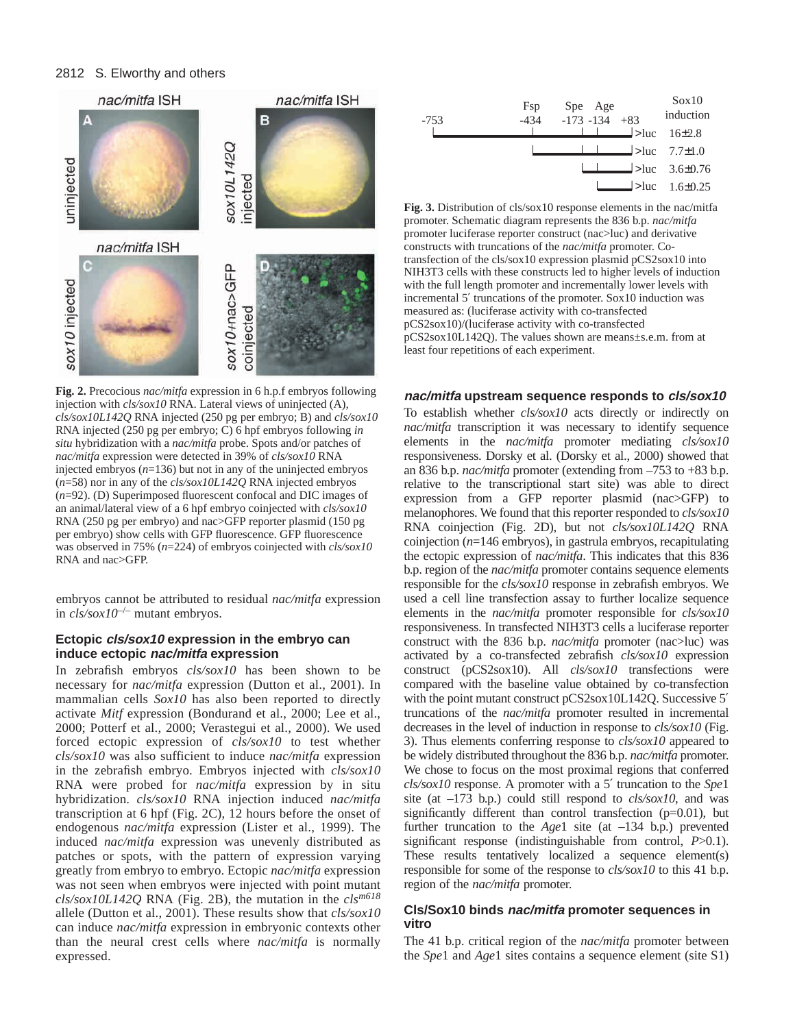**Fig. 2.** Precocious *nac/mitfa* expression in 6 h.p.f embryos following injection with *cls/sox10* RNA. Lateral views of uninjected (A), *cls/sox10L142Q* RNA injected (250 pg per embryo; B) and *cls/sox10* RNA injected (250 pg per embryo; C) 6 hpf embryos following *in situ* hybridization with a *nac/mitfa* probe. Spots and/or patches of *nac/mitfa* expression were detected in 39% of *cls/sox10* RNA injected embryos ($n$=136) but not in any of the uninjected embryos ($n$=58) nor in any of the *cls/sox10L142Q* RNA injected embryos ($n$=92). (D) Superimposed fluorescent confocal and DIC images of an animal/lateral view of a 6 hpf embryo coinjected with *cls/sox10* RNA (250 pg per embryo) and nac>GFP reporter plasmid (150 pg per embryo) show cells with GFP fluorescence. GFP fluorescence was observed in 75% ($n$=224) of embryos coinjected with *cls/sox10* RNA and nac>GFP.

embryos cannot be attributed to residual *nac/mitfa* expression in *cls/sox10*$^{-/-}$ mutant embryos.

### Ectopic *cls/sox10* expression in the embryo can induce ectopic *nac/mitfa* expression

In zebrafish embryos *cls/sox10* has been shown to be necessary for *nac/mitfa* expression (Dutton et al., 2001). In mammalian cells *Sox10* has also been reported to directly activate *Mitf* expression (Bondurand et al., 2000; Lee et al., 2000; Potterf et al., 2000; Verastegui et al., 2000). We used forced ectopic expression of *cls/sox10* to test whether *cls/sox10* was also sufficient to induce *nac/mitfa* expression in the zebrafish embryo. Embryos injected with *cls/sox10* RNA were probed for *nac/mitfa* expression by in situ hybridization. *cls/sox10* RNA injection induced *nac/mitfa* transcription at 6 hpf (Fig. 2C), 12 hours before the onset of endogenous *nac/mitfa* expression (Lister et al., 1999). The induced *nac/mitfa* expression was unevenly distributed as patches or spots, with the pattern of expression varying greatly from embryo to embryo. Ectopic *nac/mitfa* expression was not seen when embryos were injected with point mutant *cls/sox10L142Q* RNA (Fig. 2B), the mutation in the *cls*$^{m618}$ allele (Dutton et al., 2001). These results show that *cls/sox10* can induce *nac/mitfa* expression in embryonic contexts other than the neural crest cells where *nac/mitfa* is normally expressed.

| Construct | Sox10 induction |
|---|---|
| -753 to +83 (Fsp -434, Spe -173, Age -134) >luc | 16±2.8 |
| -434 to +83 >luc | 7.7±1.0 |
| -173 to +83 >luc | 3.6±0.76 |
| -134 to +83 >luc | 1.6±0.25 |

**Fig. 3.** Distribution of cls/sox10 response elements in the nac/mitfa promoter. Schematic diagram represents the 836 b.p. *nac/mitfa* promoter luciferase reporter construct (nac>luc) and derivative constructs with truncations of the *nac/mitfa* promoter. Co-transfection of the cls/sox10 expression plasmid pCS2sox10 into NIH3T3 cells with these constructs led to higher levels of induction with the full length promoter and incrementally lower levels with incremental 5′ truncations of the promoter. Sox10 induction was measured as: (luciferase activity with co-transfected pCS2sox10)/(luciferase activity with co-transfected pCS2sox10L142Q). The values shown are means±s.e.m. from at least four repetitions of each experiment.

### *nac/mitfa* upstream sequence responds to *cls/sox10*

To establish whether *cls/sox10* acts directly or indirectly on *nac/mitfa* transcription it was necessary to identify sequence elements in the *nac/mitfa* promoter mediating *cls/sox10* responsiveness. Dorsky et al. (Dorsky et al., 2000) showed that an 836 b.p. *nac/mitfa* promoter (extending from –753 to +83 b.p. relative to the transcriptional start site) was able to direct expression from a GFP reporter plasmid (nac>GFP) to melanophores. We found that this reporter responded to *cls/sox10* RNA coinjection (Fig. 2D), but not *cls/sox10L142Q* RNA coinjection ($n$=146 embryos), in gastrula embryos, recapitulating the ectopic expression of *nac/mitfa*. This indicates that this 836 b.p. region of the *nac/mitfa* promoter contains sequence elements responsible for the *cls/sox10* response in zebrafish embryos. We used a cell line transfection assay to further localize sequence elements in the *nac/mitfa* promoter responsible for *cls/sox10* responsiveness. In transfected NIH3T3 cells a luciferase reporter construct with the 836 b.p. *nac/mitfa* promoter (nac>luc) was activated by a co-transfected zebrafish *cls/sox10* expression construct (pCS2sox10). All *cls/sox10* transfections were compared with the baseline value obtained by co-transfection with the point mutant construct pCS2sox10L142Q. Successive 5′ truncations of the *nac/mitfa* promoter resulted in incremental decreases in the level of induction in response to *cls/sox10* (Fig. 3). Thus elements conferring response to *cls/sox10* appeared to be widely distributed throughout the 836 b.p. *nac/mitfa* promoter. We chose to focus on the most proximal regions that conferred *cls/sox10* response. A promoter with a 5′ truncation to the *Spe*1 site (at –173 b.p.) could still respond to *cls/sox10*, and was significantly different than control transfection (p=0.01), but further truncation to the *Age*1 site (at –134 b.p.) prevented significant response (indistinguishable from control, $P$>0.1). These results tentatively localized a sequence element(s) responsible for some of the response to *cls/sox10* to this 41 b.p. region of the *nac/mitfa* promoter.

### Cls/Sox10 binds *nac/mitfa* promoter sequences in vitro

The 41 b.p. critical region of the *nac/mitfa* promoter between the *Spe*1 and *Age*1 sites contains a sequence element (site S1)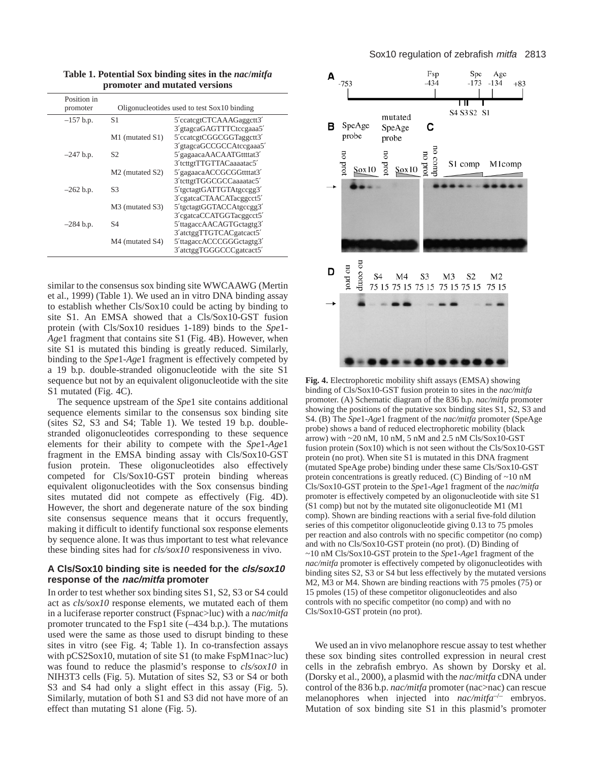**Table 1. Potential Sox binding sites in the *nac/mitfa* promoter and mutated versions**

| Position in promoter | Oligonucleotides used to test Sox10 binding | |
|---|---|---|
| –157 b.p. | S1 | 5′ccatcgtCTCAAAGaggctt3′ |
| | | 3′gtagcaGAGTTTCtccgaaa5′ |
| | M1 (mutated S1) | 5′ccatcgtCGGCGGTaggctt3′ |
| | | 3′gtagcaGCCGCCAtccgaaa5′ |
| –247 b.p. | S2 | 5′gagaacaAACAATGttttat3′ |
| | | 3′tcttgtTTGTTACaaaatac5′ |
| | M2 (mutated S2) | 5′gagaacaACCGCGGttttat3′ |
| | | 3′tcttgtTGGCGCCaaaatac5′ |
| –262 b.p. | S3 | 5′tgctagtGATTGTAtgccgg3′ |
| | | 3′cgatcaCTAACATacggcct5′ |
| | M3 (mutated S3) | 5′tgctagtGGTACCAtgccgg3′ |
| | | 3′cgatcaCCATGGTacggcct5′ |
| –284 b.p. | S4 | 5′ttagaccAACAGTGctagtg3′ |
| | | 3′atctggTTGTCACgatcact5′ |
| | M4 (mutated S4) | 5′ttagaccACCCGGGctagtg3′ |
| | | 3′atctggTGGGCCCgatcact5′ |

similar to the consensus sox binding site WWCAAWG (Mertin et al., 1999) (Table 1). We used an in vitro DNA binding assay to establish whether Cls/Sox10 could be acting by binding to site S1. An EMSA showed that a Cls/Sox10-GST fusion protein (with Cls/Sox10 residues 1-189) binds to the *Spe*1-*Age*1 fragment that contains site S1 (Fig. 4B). However, when site S1 is mutated this binding is greatly reduced. Similarly, binding to the *Spe*1-*Age*1 fragment is effectively competed by a 19 b.p. double-stranded oligonucleotide with the site S1 sequence but not by an equivalent oligonucleotide with the site S1 mutated (Fig. 4C).

The sequence upstream of the *Spe*1 site contains additional sequence elements similar to the consensus sox binding site (sites S2, S3 and S4; Table 1). We tested 19 b.p. double-stranded oligonucleotides corresponding to these sequence elements for their ability to compete with the *Spe*1-*Age*1 fragment in the EMSA binding assay with Cls/Sox10-GST fusion protein. These oligonucleotides also effectively competed for Cls/Sox10-GST protein binding whereas equivalent oligonucleotides with the Sox consensus binding sites mutated did not compete as effectively (Fig. 4D). However, the short and degenerate nature of the sox binding site consensus sequence means that it occurs frequently, making it difficult to identify functional sox response elements by sequence alone. It was thus important to test what relevance these binding sites had for *cls/sox10* responsiveness in vivo.

### A Cls/Sox10 binding site is needed for the *cls/sox10* response of the *nac/mitfa* promoter

In order to test whether sox binding sites S1, S2, S3 or S4 could act as *cls/sox10* response elements, we mutated each of them in a luciferase reporter construct (Fspnac>luc) with a *nac/mitfa* promoter truncated to the Fsp1 site (–434 b.p.). The mutations used were the same as those used to disrupt binding to these sites in vitro (see Fig. 4; Table 1). In co-transfection assays with pCS2Sox10, mutation of site S1 (to make FspM1nac>luc) was found to reduce the plasmid's response to *cls/sox10* in NIH3T3 cells (Fig. 5). Mutation of sites S2, S3 or S4 or both S3 and S4 had only a slight effect in this assay (Fig. 5). Similarly, mutation of both S1 and S3 did not have more of an effect than mutating S1 alone (Fig. 5).

**Fig. 4.** Electrophoretic mobility shift assays (EMSA) showing binding of Cls/Sox10-GST fusion protein to sites in the *nac/mitfa* promoter. (A) Schematic diagram of the 836 b.p. *nac/mitfa* promoter showing the positions of the putative sox binding sites S1, S2, S3 and S4. (B) The *Spe*1-*Age*1 fragment of the *nac/mitfa* promoter (SpeAge probe) shows a band of reduced electrophoretic mobility (black arrow) with ~20 nM, 10 nM, 5 nM and 2.5 nM Cls/Sox10-GST fusion protein (Sox10) which is not seen without the Cls/Sox10-GST protein (no prot). When site S1 is mutated in this DNA fragment (mutated SpeAge probe) binding under these same Cls/Sox10-GST protein concentrations is greatly reduced. (C) Binding of ~10 nM Cls/Sox10-GST protein to the *Spe*1-*Age*1 fragment of the *nac/mitfa* promoter is effectively competed by an oligonucleotide with site S1 (S1 comp) but not by the mutated site oligonucleotide M1 (M1 comp). Shown are binding reactions with a serial five-fold dilution series of this competitor oligonucleotide giving 0.13 to 75 pmoles per reaction and also controls with no specific competitor (no comp) and with no Cls/Sox10-GST protein (no prot). (D) Binding of ~10 nM Cls/Sox10-GST protein to the *Spe*1-*Age*1 fragment of the *nac/mitfa* promoter is effectively competed by oligonucleotides with binding sites S2, S3 or S4 but less effectively by the mutated versions M2, M3 or M4. Shown are binding reactions with 75 pmoles (75) or 15 pmoles (15) of these competitor oligonucleotides and also controls with no specific competitor (no comp) and with no Cls/Sox10-GST protein (no prot).

We used an in vivo melanophore rescue assay to test whether these sox binding sites controlled expression in neural crest cells in the zebrafish embryo. As shown by Dorsky et al. (Dorsky et al., 2000), a plasmid with the *nac/mitfa* cDNA under control of the 836 b.p. *nac/mitfa* promoter (nac>nac) can rescue melanophores when injected into *nac/mitfa*$^{-/-}$ embryos. Mutation of sox binding site S1 in this plasmid's promoter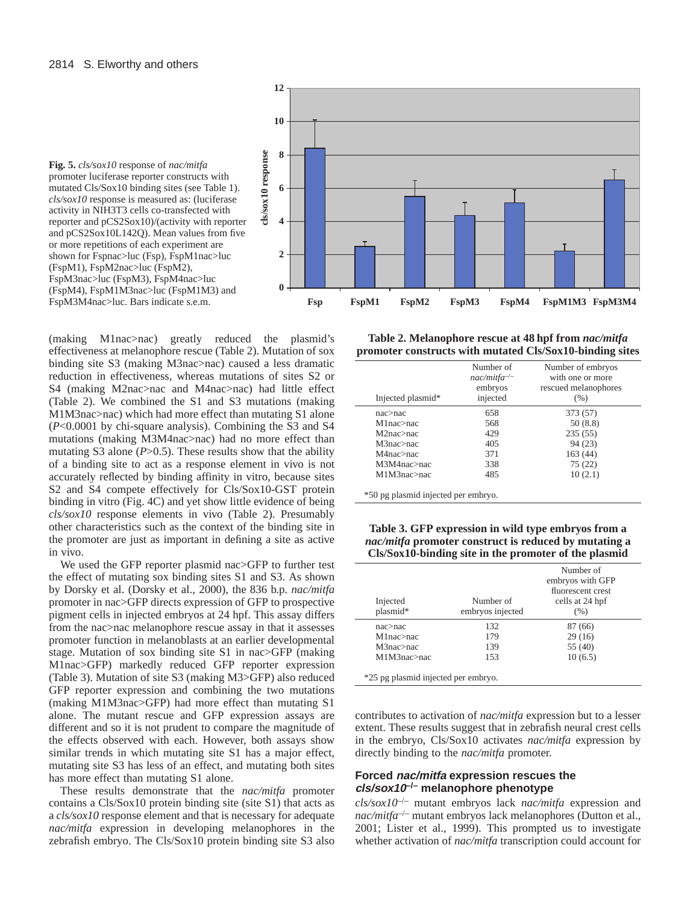**Fig. 5.** *cls/sox10* response of *nac/mitfa* promoter luciferase reporter constructs with mutated Cls/Sox10 binding sites (see Table 1). *cls/sox10* response is measured as: (luciferase activity in NIH3T3 cells co-transfected with reporter and pCS2Sox10)/(activity with reporter and pCS2Sox10L142Q). Mean values from five or more repetitions of each experiment are shown for Fspnac>luc (Fsp), FspM1nac>luc (FspM1), FspM2nac>luc (FspM2), FspM3nac>luc (FspM3), FspM4nac>luc (FspM4), FspM1M3nac>luc (FspM1M3) and FspM3M4nac>luc. Bars indicate s.e.m.

(making M1nac>nac) greatly reduced the plasmid's effectiveness at melanophore rescue (Table 2). Mutation of sox binding site S3 (making M3nac>nac) caused a less dramatic reduction in effectiveness, whereas mutations of sites S2 or S4 (making M2nac>nac and M4nac>nac) had little effect (Table 2). We combined the S1 and S3 mutations (making M1M3nac>nac) which had more effect than mutating S1 alone ($P<0.0001$ by chi-square analysis). Combining the S3 and S4 mutations (making M3M4nac>nac) had no more effect than mutating S3 alone ($P>0.5$). These results show that the ability of a binding site to act as a response element in vivo is not accurately reflected by binding affinity in vitro, because sites S2 and S4 compete effectively for Cls/Sox10-GST protein binding in vitro (Fig. 4C) and yet show little evidence of being *cls/sox10* response elements in vivo (Table 2). Presumably other characteristics such as the context of the binding site in the promoter are just as important in defining a site as active in vivo.

We used the GFP reporter plasmid nac>GFP to further test the effect of mutating sox binding sites S1 and S3. As shown by Dorsky et al. (Dorsky et al., 2000), the 836 b.p. *nac/mitfa* promoter in nac>GFP directs expression of GFP to prospective pigment cells in injected embryos at 24 hpf. This assay differs from the nac>nac melanophore rescue assay in that it assesses promoter function in melanoblasts at an earlier developmental stage. Mutation of sox binding site S1 in nac>GFP (making M1nac>GFP) markedly reduced GFP reporter expression (Table 3). Mutation of site S3 (making M3>GFP) also reduced GFP reporter expression and combining the two mutations (making M1M3nac>GFP) had more effect than mutating S1 alone. The mutant rescue and GFP expression assays are different and so it is not prudent to compare the magnitude of the effects observed with each. However, both assays show similar trends in which mutating site S1 has a major effect, mutating site S3 has less of an effect, and mutating both sites has more effect than mutating S1 alone.

These results demonstrate that the *nac/mitfa* promoter contains a Cls/Sox10 protein binding site (site S1) that acts as a *cls/sox10* response element and that is necessary for adequate *nac/mitfa* expression in developing melanophores in the zebrafish embryo. The Cls/Sox10 protein binding site S3 also contributes to activation of *nac/mitfa* expression but to a lesser extent. These results suggest that in zebrafish neural crest cells in the embryo, Cls/Sox10 activates *nac/mitfa* expression by directly binding to the *nac/mitfa* promoter.

**Table 2. Melanophore rescue at 48 hpf from *nac/mitfa* promoter constructs with mutated Cls/Sox10-binding sites**

| Injected plasmid* | Number of *nac/mitfa*$^{-/-}$ embryos injected | Number of embryos with one or more rescued melanophores (%) |
|---|---|---|
| nac>nac | 658 | 373 (57) |
| M1nac>nac | 568 | 50 (8.8) |
| M2nac>nac | 429 | 235 (55) |
| M3nac>nac | 405 | 94 (23) |
| M4nac>nac | 371 | 163 (44) |
| M3M4nac>nac | 338 | 75 (22) |
| M1M3nac>nac | 485 | 10 (2.1) |

*50 pg plasmid injected per embryo.

**Table 3. GFP expression in wild type embryos from a *nac/mitfa* promoter construct is reduced by mutating a Cls/Sox10-binding site in the promoter of the plasmid**

| Injected plasmid* | Number of embryos injected | Number of embryos with GFP fluorescent crest cells at 24 hpf (%) |
|---|---|---|
| nac>nac | 132 | 87 (66) |
| M1nac>nac | 179 | 29 (16) |
| M3nac>nac | 139 | 55 (40) |
| M1M3nac>nac | 153 | 10 (6.5) |

*25 pg plasmid injected per embryo.

### Forced *nac/mitfa* expression rescues the *cls/sox10*$^{-/-}$ melanophore phenotype

*cls/sox10*$^{-/-}$ mutant embryos lack *nac/mitfa* expression and *nac/mitfa*$^{-/-}$ mutant embryos lack melanophores (Dutton et al., 2001; Lister et al., 1999). This prompted us to investigate whether activation of *nac/mitfa* transcription could account for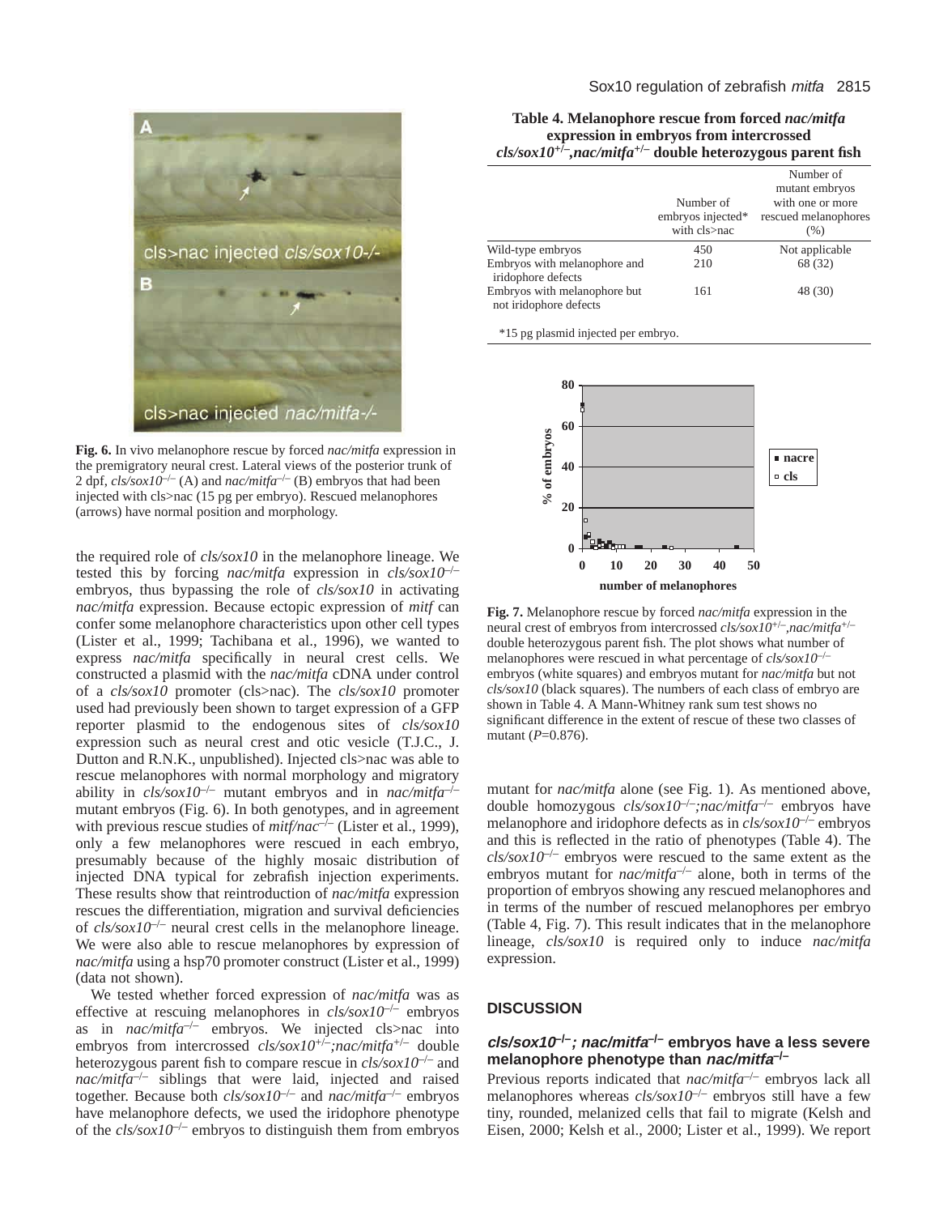**Fig. 6.** In vivo melanophore rescue by forced *nac/mitfa* expression in the premigratory neural crest. Lateral views of the posterior trunk of 2 dpf, *cls/sox10*$^{-/-}$ (A) and *nac/mitfa*$^{-/-}$ (B) embryos that had been injected with cls>nac (15 pg per embryo). Rescued melanophores (arrows) have normal position and morphology.

the required role of *cls/sox10* in the melanophore lineage. We tested this by forcing *nac/mitfa* expression in *cls/sox10*$^{-/-}$ embryos, thus bypassing the role of *cls/sox10* in activating *nac/mitfa* expression. Because ectopic expression of *mitf* can confer some melanophore characteristics upon other cell types (Lister et al., 1999; Tachibana et al., 1996), we wanted to express *nac/mitfa* specifically in neural crest cells. We constructed a plasmid with the *nac/mitfa* cDNA under control of a *cls/sox10* promoter (cls>nac). The *cls/sox10* promoter used had previously been shown to target expression of a GFP reporter plasmid to the endogenous sites of *cls/sox10* expression such as neural crest and otic vesicle (T.J.C., J. Dutton and R.N.K., unpublished). Injected cls>nac was able to rescue melanophores with normal morphology and migratory ability in *cls/sox10*$^{-/-}$ mutant embryos and in *nac/mitfa*$^{-/-}$ mutant embryos (Fig. 6). In both genotypes, and in agreement with previous rescue studies of *mitf/nac*$^{-/-}$ (Lister et al., 1999), only a few melanophores were rescued in each embryo, presumably because of the highly mosaic distribution of injected DNA typical for zebrafish injection experiments. These results show that reintroduction of *nac/mitfa* expression rescues the differentiation, migration and survival deficiencies of *cls/sox10*$^{-/-}$ neural crest cells in the melanophore lineage. We were also able to rescue melanophores by expression of *nac/mitfa* using a hsp70 promoter construct (Lister et al., 1999) (data not shown).

We tested whether forced expression of *nac/mitfa* was as effective at rescuing melanophores in *cls/sox10*$^{-/-}$ embryos as in *nac/mitfa*$^{-/-}$ embryos. We injected cls>nac into embryos from intercrossed *cls/sox10*$^{+/-}$*;nac/mitfa*$^{+/-}$ double heterozygous parent fish to compare rescue in *cls/sox10*$^{-/-}$ and *nac/mitfa*$^{-/-}$ siblings that were laid, injected and raised together. Because both *cls/sox10*$^{-/-}$ and *nac/mitfa*$^{-/-}$ embryos have melanophore defects, we used the iridophore phenotype of the *cls/sox10*$^{-/-}$ embryos to distinguish them from embryos mutant for *nac/mitfa* alone (see Fig. 1). As mentioned above, double homozygous *cls/sox10*$^{-/-}$*;nac/mitfa*$^{-/-}$ embryos have melanophore and iridophore defects as in *cls/sox10*$^{-/-}$ embryos and this is reflected in the ratio of phenotypes (Table 4). The *cls/sox10*$^{-/-}$ embryos were rescued to the same extent as the embryos mutant for *nac/mitfa*$^{-/-}$ alone, both in terms of the proportion of embryos showing any rescued melanophores and in terms of the number of rescued melanophores per embryo (Table 4, Fig. 7). This result indicates that in the melanophore lineage, *cls/sox10* is required only to induce *nac/mitfa* expression.

**Table 4. Melanophore rescue from forced *nac/mitfa* expression in embryos from intercrossed *cls/sox10*$^{+/-}$,*nac/mitfa*$^{+/-}$ double heterozygous parent fish**

| | Number of embryos injected* with cls>nac | Number of mutant embryos with one or more rescued melanophores (%) |
|---|---|---|
| Wild-type embryos | 450 | Not applicable |
| Embryos with melanophore and iridophore defects | 210 | 68 (32) |
| Embryos with melanophore but not iridophore defects | 161 | 48 (30) |

*15 pg plasmid injected per embryo.

**Fig. 7.** Melanophore rescue by forced *nac/mitfa* expression in the neural crest of embryos from intercrossed *cls/sox10*$^{+/-}$,*nac/mitfa*$^{+/-}$ double heterozygous parent fish. The plot shows what number of melanophores were rescued in what percentage of *cls/sox10*$^{-/-}$ embryos (white squares) and embryos mutant for *nac/mitfa* but not *cls/sox10* (black squares). The numbers of each class of embryo are shown in Table 4. A Mann-Whitney rank sum test shows no significant difference in the extent of rescue of these two classes of mutant ($P$=0.876).

## DISCUSSION

### *cls/sox10*$^{-/-}$*; nac/mitfa*$^{-/-}$ embryos have a less severe melanophore phenotype than *nac/mitfa*$^{-/-}$

Previous reports indicated that *nac/mitfa*$^{-/-}$ embryos lack all melanophores whereas *cls/sox10*$^{-/-}$ embryos still have a few tiny, rounded, melanized cells that fail to migrate (Kelsh and Eisen, 2000; Kelsh et al., 2000; Lister et al., 1999). We report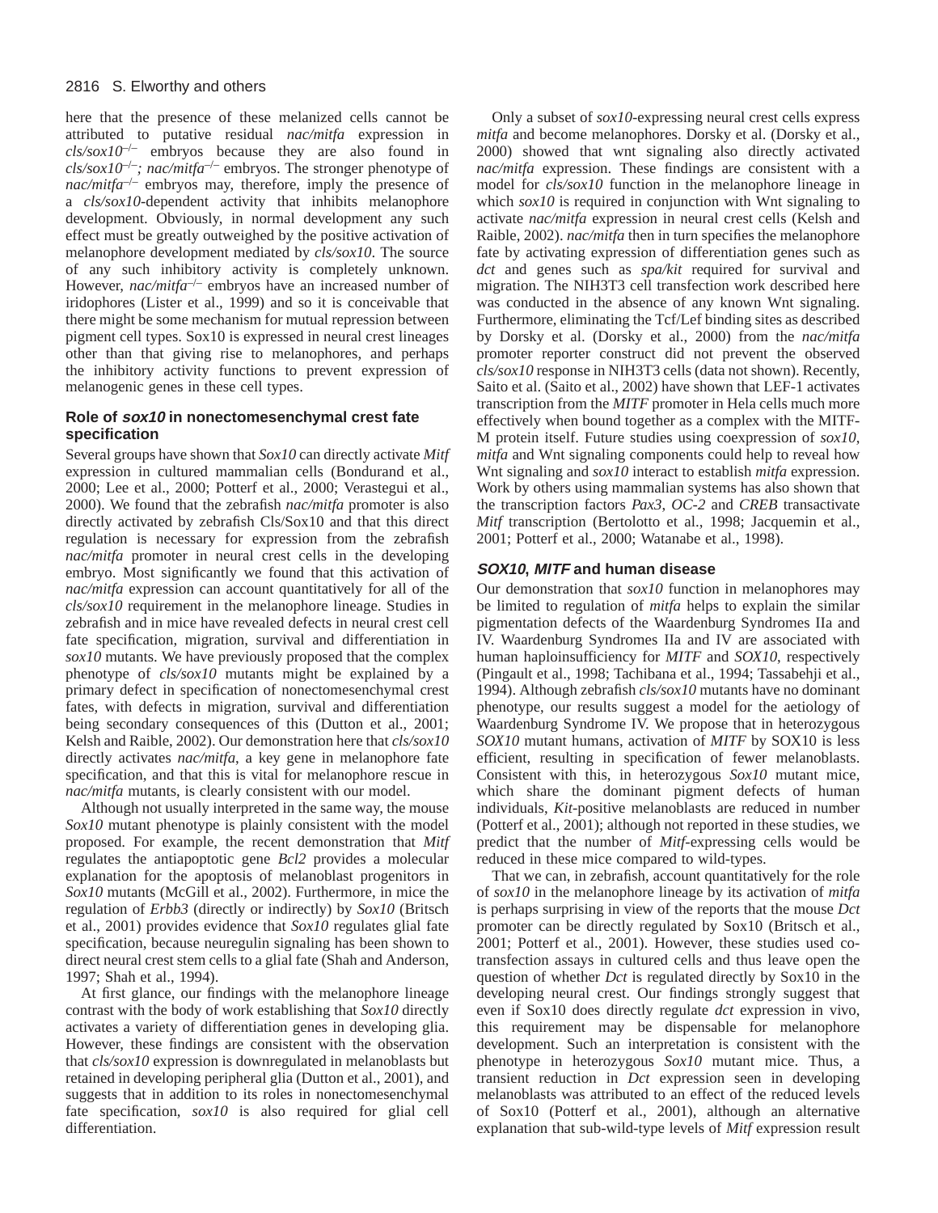here that the presence of these melanized cells cannot be attributed to putative residual *nac/mitfa* expression in *cls/sox10*$^{-/-}$ embryos because they are also found in *cls/sox10*$^{-/-}$*; nac/mitfa*$^{-/-}$ embryos. The stronger phenotype of *nac/mitfa*$^{-/-}$ embryos may, therefore, imply the presence of a *cls/sox10*-dependent activity that inhibits melanophore development. Obviously, in normal development any such effect must be greatly outweighed by the positive activation of melanophore development mediated by *cls/sox10*. The source of any such inhibitory activity is completely unknown. However, *nac/mitfa*$^{-/-}$ embryos have an increased number of iridophores (Lister et al., 1999) and so it is conceivable that there might be some mechanism for mutual repression between pigment cell types. Sox10 is expressed in neural crest lineages other than that giving rise to melanophores, and perhaps the inhibitory activity functions to prevent expression of melanogenic genes in these cell types.

### Role of *sox10* in nonectomesenchymal crest fate specification

Several groups have shown that *Sox10* can directly activate *Mitf* expression in cultured mammalian cells (Bondurand et al., 2000; Lee et al., 2000; Potterf et al., 2000; Verastegui et al., 2000). We found that the zebrafish *nac/mitfa* promoter is also directly activated by zebrafish Cls/Sox10 and that this direct regulation is necessary for expression from the zebrafish *nac/mitfa* promoter in neural crest cells in the developing embryo. Most significantly we found that this activation of *nac/mitfa* expression can account quantitatively for all of the *cls/sox10* requirement in the melanophore lineage. Studies in zebrafish and in mice have revealed defects in neural crest cell fate specification, migration, survival and differentiation in *sox10* mutants. We have previously proposed that the complex phenotype of *cls/sox10* mutants might be explained by a primary defect in specification of nonectomesenchymal crest fates, with defects in migration, survival and differentiation being secondary consequences of this (Dutton et al., 2001; Kelsh and Raible, 2002). Our demonstration here that *cls/sox10* directly activates *nac/mitfa*, a key gene in melanophore fate specification, and that this is vital for melanophore rescue in *nac/mitfa* mutants, is clearly consistent with our model.

Although not usually interpreted in the same way, the mouse *Sox10* mutant phenotype is plainly consistent with the model proposed. For example, the recent demonstration that *Mitf* regulates the antiapoptotic gene *Bcl2* provides a molecular explanation for the apoptosis of melanoblast progenitors in *Sox10* mutants (McGill et al., 2002). Furthermore, in mice the regulation of *Erbb3* (directly or indirectly) by *Sox10* (Britsch et al., 2001) provides evidence that *Sox10* regulates glial fate specification, because neuregulin signaling has been shown to direct neural crest stem cells to a glial fate (Shah and Anderson, 1997; Shah et al., 1994).

At first glance, our findings with the melanophore lineage contrast with the body of work establishing that *Sox10* directly activates a variety of differentiation genes in developing glia. However, these findings are consistent with the observation that *cls/sox10* expression is downregulated in melanoblasts but retained in developing peripheral glia (Dutton et al., 2001), and suggests that in addition to its roles in nonectomesenchymal fate specification, *sox10* is also required for glial cell differentiation.

Only a subset of *sox10*-expressing neural crest cells express *mitfa* and become melanophores. Dorsky et al. (Dorsky et al., 2000) showed that wnt signaling also directly activated *nac/mitfa* expression. These findings are consistent with a model for *cls/sox10* function in the melanophore lineage in which *sox10* is required in conjunction with Wnt signaling to activate *nac/mitfa* expression in neural crest cells (Kelsh and Raible, 2002). *nac/mitfa* then in turn specifies the melanophore fate by activating expression of differentiation genes such as *dct* and genes such as *spa/kit* required for survival and migration. The NIH3T3 cell transfection work described here was conducted in the absence of any known Wnt signaling. Furthermore, eliminating the Tcf/Lef binding sites as described by Dorsky et al. (Dorsky et al., 2000) from the *nac/mitfa* promoter reporter construct did not prevent the observed *cls/sox10* response in NIH3T3 cells (data not shown). Recently, Saito et al. (Saito et al., 2002) have shown that LEF-1 activates transcription from the *MITF* promoter in Hela cells much more effectively when bound together as a complex with the MITF-M protein itself. Future studies using coexpression of *sox10*, *mitfa* and Wnt signaling components could help to reveal how Wnt signaling and *sox10* interact to establish *mitfa* expression. Work by others using mammalian systems has also shown that the transcription factors *Pax3*, *OC-2* and *CREB* transactivate *Mitf* transcription (Bertolotto et al., 1998; Jacquemin et al., 2001; Potterf et al., 2000; Watanabe et al., 1998).

### *SOX10*, *MITF* and human disease

Our demonstration that *sox10* function in melanophores may be limited to regulation of *mitfa* helps to explain the similar pigmentation defects of the Waardenburg Syndromes IIa and IV. Waardenburg Syndromes IIa and IV are associated with human haploinsufficiency for *MITF* and *SOX10*, respectively (Pingault et al., 1998; Tachibana et al., 1994; Tassabehji et al., 1994). Although zebrafish *cls/sox10* mutants have no dominant phenotype, our results suggest a model for the aetiology of Waardenburg Syndrome IV. We propose that in heterozygous *SOX10* mutant humans, activation of *MITF* by SOX10 is less efficient, resulting in specification of fewer melanoblasts. Consistent with this, in heterozygous *Sox10* mutant mice, which share the dominant pigment defects of human individuals, *Kit*-positive melanoblasts are reduced in number (Potterf et al., 2001); although not reported in these studies, we predict that the number of *Mitf*-expressing cells would be reduced in these mice compared to wild-types.

That we can, in zebrafish, account quantitatively for the role of *sox10* in the melanophore lineage by its activation of *mitfa* is perhaps surprising in view of the reports that the mouse *Dct* promoter can be directly regulated by Sox10 (Britsch et al., 2001; Potterf et al., 2001). However, these studies used co-transfection assays in cultured cells and thus leave open the question of whether *Dct* is regulated directly by Sox10 in the developing neural crest. Our findings strongly suggest that even if Sox10 does directly regulate *dct* expression in vivo, this requirement may be dispensable for melanophore development. Such an interpretation is consistent with the phenotype in heterozygous *Sox10* mutant mice. Thus, a transient reduction in *Dct* expression seen in developing melanoblasts was attributed to an effect of the reduced levels of Sox10 (Potterf et al., 2001), although an alternative explanation that sub-wild-type levels of *Mitf* expression result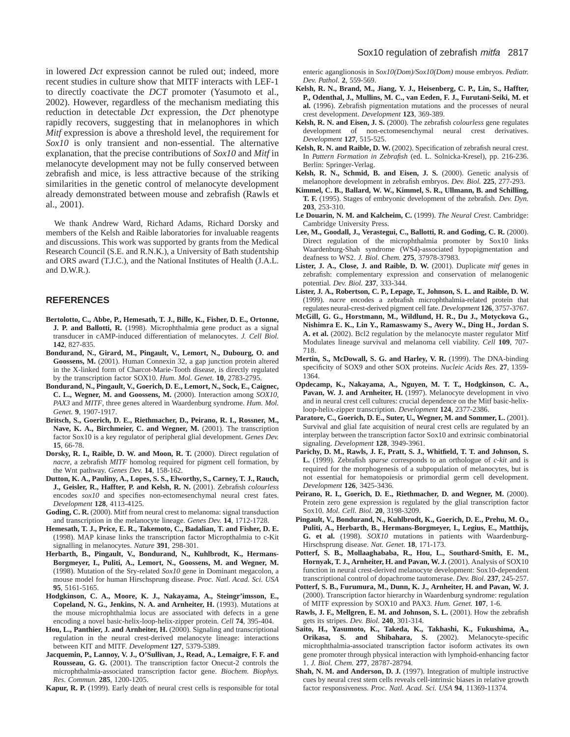in lowered *Dct* expression cannot be ruled out; indeed, more recent studies in culture show that MITF interacts with LEF-1 to directly coactivate the *DCT* promoter (Yasumoto et al., 2002). However, regardless of the mechanism mediating this reduction in detectable *Dct* expression, the *Dct* phenotype rapidly recovers, suggesting that in melanophores in which *Mitf* expression is above a threshold level, the requirement for *Sox10* is only transient and non-essential. The alternative explanation, that the precise contributions of *Sox10* and *Mitf* in melanocyte development may not be fully conserved between zebrafish and mice, is less attractive because of the striking similarities in the genetic control of melanocyte development already demonstrated between mouse and zebrafish (Rawls et al., 2001).

We thank Andrew Ward, Richard Adams, Richard Dorsky and members of the Kelsh and Raible laboratories for invaluable reagents and discussions. This work was supported by grants from the Medical Research Council (S.E. and R.N.K.), a University of Bath studentship and ORS award (T.J.C.), and the National Institutes of Health (J.A.L. and D.W.R.).

## REFERENCES

**Bertolotto, C., Abbe, P., Hemesath, T. J., Bille, K., Fisher, D. E., Ortonne, J. P. and Ballotti, R.** (1998). Microphthalmia gene product as a signal transducer in cAMP-induced differentiation of melanocytes. *J. Cell Biol.* **142**, 827-835.

**Bondurand, N., Girard, M., Pingault, V., Lemort, N., Dubourg, O. and Goossens, M.** (2001). Human Connexin 32, a gap junction protein altered in the X-linked form of Charcot-Marie-Tooth disease, is directly regulated by the transcription factor SOX10. *Hum. Mol. Genet.* **10**, 2783-2795.

**Bondurand, N., Pingault, V., Goerich, D. E., Lemort, N., Sock, E., Caignec, C. L., Wegner, M. and Goossens, M.** (2000). Interaction among *SOX10*, *PAX3* and *MITF*, three genes altered in Waardenburg syndrome. *Hum. Mol. Genet.* **9**, 1907-1917.

**Britsch, S., Goerich, D. E., Riethmacher, D., Peirano, R. I., Rossner, M., Nave, K. A., Birchmeier, C. and Wegner, M.** (2001). The transcription factor Sox10 is a key regulator of peripheral glial development. *Genes Dev.* **15**, 66-78.

**Dorsky, R. I., Raible, D. W. and Moon, R. T.** (2000). Direct regulation of *nacre*, a zebrafish *MITF* homolog required for pigment cell formation, by the Wnt pathway. *Genes Dev.* **14**, 158-162.

**Dutton, K. A., Pauliny, A., Lopes, S. S., Elworthy, S., Carney, T. J., Rauch, J., Geisler, R., Haffter, P. and Kelsh, R. N.** (2001). Zebrafish *colourless* encodes *sox10* and specifies non-ectomesenchymal neural crest fates. *Development* **128**, 4113-4125.

**Goding, C. R.** (2000). Mitf from neural crest to melanoma: signal transduction and transcription in the melanocyte lineage. *Genes Dev.* **14**, 1712-1728.

**Hemesath, T. J., Price, E. R., Takemoto, C., Badalian, T. and Fisher, D. E.** (1998). MAP kinase links the transcription factor Microphthalmia to c-Kit signalling in melanocytes. *Nature* **391**, 298-301.

**Herbarth, B., Pingault, V., Bondurand, N., Kuhlbrodt, K., Hermans-Borgmeyer, I., Puliti, A., Lemort, N., Goossens, M. and Wegner, M.** (1998). Mutation of the Sry-related *Sox10* gene in Dominant megacolon, a mouse model for human Hirschsprung disease. *Proc. Natl. Acad. Sci. USA* **95**, 5161-5165.

**Hodgkinson, C. A., Moore, K. J., Nakayama, A., Steingr'imsson, E., Copeland, N. G., Jenkins, N. A. and Arnheiter, H.** (1993). Mutations at the mouse microphthalmia locus are associated with defects in a gene encoding a novel basic-helix-loop-helix-zipper protein. *Cell* **74**, 395-404.

**Hou, L., Panthier, J. and Arnheiter, H.** (2000). Signaling and transcriptional regulation in the neural crest-derived melanocyte lineage: interactions between KIT and MITF. *Development* **127**, 5379-5389.

**Jacquemin, P., Lannoy, V. J., O'Sullivan, J., Read, A., Lemaigre, F. F. and Rousseau, G. G.** (2001). The transcription factor Onecut-2 controls the microphthalmia-associated transcription factor gene. *Biochem. Biophys. Res. Commun.* **285**, 1200-1205.

**Kapur, R. P.** (1999). Early death of neural crest cells is responsible for total enteric aganglionosis in *Sox10(Dom)/Sox10(Dom)* mouse embryos. *Pediatr. Dev. Pathol.* **2**, 559-569.

**Kelsh, R. N., Brand, M., Jiang, Y. J., Heisenberg, C. P., Lin, S., Haffter, P., Odenthal, J., Mullins, M. C., van Eeden, F. J., Furutani-Seiki, M. et al.** (1996). Zebrafish pigmentation mutations and the processes of neural crest development. *Development* **123**, 369-389.

**Kelsh, R. N. and Eisen, J. S.** (2000). The zebrafish *colourless* gene regulates development of non-ectomesenchymal neural crest derivatives. *Development* **127**, 515-525.

**Kelsh, R. N. and Raible, D. W.** (2002). Specification of zebrafish neural crest. In *Pattern Formation in Zebrafish* (ed. L. Solnicka-Kresel), pp. 216-236. Berlin: Springer-Verlag.

**Kelsh, R. N., Schmid, B. and Eisen, J. S.** (2000). Genetic analysis of melanophore development in zebrafish embryos. *Dev. Biol.* **225**, 277-293.

**Kimmel, C. B., Ballard, W. W., Kimmel, S. R., Ullmann, B. and Schilling, T. F.** (1995). Stages of embryonic development of the zebrafish. *Dev. Dyn.* **203**, 253-310.

**Le Douarin, N. M. and Kalcheim, C.** (1999). *The Neural Crest*. Cambridge: Cambridge University Press.

**Lee, M., Goodall, J., Verastegui, C., Ballotti, R. and Goding, C. R.** (2000). Direct regulation of the microphthalmia promoter by Sox10 links Waardenburg-Shah syndrome (WS4)-associated hypopigmentation and deafness to WS2. *J. Biol. Chem.* **275**, 37978-37983.

**Lister, J. A., Close, J. and Raible, D. W.** (2001). Duplicate *mitf* genes in zebrafish: complementary expression and conservation of melanogenic potential. *Dev. Biol.* **237**, 333-344.

**Lister, J. A., Robertson, C. P., Lepage, T., Johnson, S. L. and Raible, D. W.** (1999). *nacre* encodes a zebrafish microphthalmia-related protein that regulates neural-crest-derived pigment cell fate. *Development* **126**, 3757-3767.

**McGill, G. G., Horstmann, M., Wildlund, H. R., Du J., Motyckova G., Nishimra E. K., Lin Y., Ramaswamy S., Avery W., Ding H., Jordan S. A. et al.** (2002). Bcl2 regulation by the melanocyte master regulator Mitf Modulates lineage survival and melanoma cell viability. *Cell* **109**, 707-718.

**Mertin, S., McDowall, S. G. and Harley, V. R.** (1999). The DNA-binding specificity of SOX9 and other SOX proteins. *Nucleic Acids Res.* **27**, 1359-1364.

**Opdecamp, K., Nakayama, A., Nguyen, M. T. T., Hodgkinson, C. A., Pavan, W. J. and Arnheiter, H.** (1997). Melanocyte development in vivo and in neural crest cell cultures: crucial dependence on the Mitf basic-helix-loop-helix-zipper transcription. *Development* **124**, 2377-2386.

**Paratore, C., Goerich, D. E., Suter, U., Wegner, M. and Sommer, L.** (2001). Survival and glial fate acquisition of neural crest cells are regulated by an interplay between the transcription factor Sox10 and extrinsic combinatorial signaling. *Development* **128**, 3949-3961.

**Parichy, D. M., Rawls, J. F., Pratt, S. J., Whitfield, T. T. and Johnson, S. L.** (1999). Zebrafish *sparse* corresponds to an orthologue of *c-kit* and is required for the morphogenesis of a subpopulation of melanocytes, but is not essential for hematopoiesis or primordial germ cell development. *Development* **126**, 3425-3436.

**Peirano, R. I., Goerich, D. E., Riethmacher, D. and Wegner, M.** (2000). Protein zero gene expression is regulated by the glial transcription factor Sox10. *Mol. Cell. Biol.* **20**, 3198-3209.

**Pingault, V., Bondurand, N., Kuhlbrodt, K., Goerich, D. E., Prehu, M. O., Puliti, A., Herbarth, B., Hermans-Borgmeyer, I., Legius, E., Matthijs, G. et al.** (1998). *SOX10* mutations in patients with Waardenburg-Hirschsprung disease. *Nat. Genet.* **18**, 171-173.

**Potterf, S. B., Mollaaghababa, R., Hou, L., Southard-Smith, E. M., Hornyak, T. J., Arnheiter, H. and Pavan, W. J.** (2001). Analysis of SOX10 function in neural crest-derived melanocyte development: Sox10-dependent transcriptional control of dopachrome tautomerase. *Dev. Biol.* **237**, 245-257.

**Potterf, S. B., Furumura, M., Dunn, K. J., Arnheiter, H. and Pavan, W. J.** (2000). Transcription factor hierarchy in Waardenburg syndrome: regulation of MITF expression by SOX10 and PAX3. *Hum. Genet.* **107**, 1-6.

**Rawls, J. F., Mellgren, E. M. and Johnson, S. L.** (2001). How the zebrafish gets its stripes. *Dev. Biol.* **240**, 301-314.

**Saito, H., Yasumoto, K., Takeda, K., Takhashi, K., Fukushima, A., Orikasa, S. and Shibahara, S.** (2002). Melanocyte-specific microphthalmia-associated transcription factor isoform activates its own gene promoter through physical interaction with lymphoid-enhancing factor 1. *J. Biol. Chem.* **277**, 28787-28794.

**Shah, N. M. and Anderson, D. J.** (1997). Integration of multiple instructive cues by neural crest stem cells reveals cell-intrinsic biases in relative growth factor responsiveness. *Proc. Natl. Acad. Sci. USA* **94**, 11369-11374.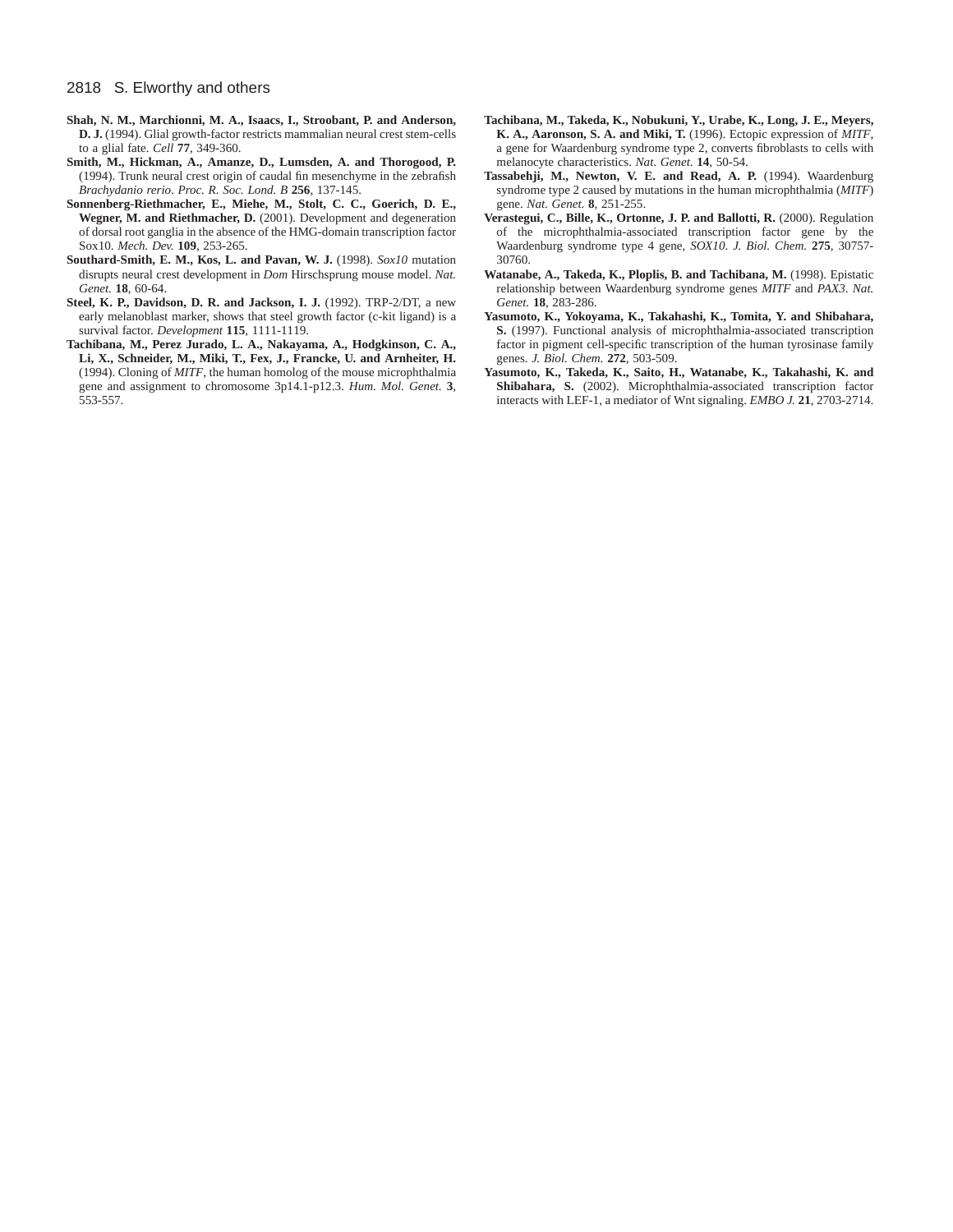**Shah, N. M., Marchionni, M. A., Isaacs, I., Stroobant, P. and Anderson, D. J.** (1994). Glial growth-factor restricts mammalian neural crest stem-cells to a glial fate. *Cell* **77**, 349-360.

**Smith, M., Hickman, A., Amanze, D., Lumsden, A. and Thorogood, P.** (1994). Trunk neural crest origin of caudal fin mesenchyme in the zebrafish *Brachydanio rerio*. *Proc. R. Soc. Lond. B* **256**, 137-145.

**Sonnenberg-Riethmacher, E., Miehe, M., Stolt, C. C., Goerich, D. E., Wegner, M. and Riethmacher, D.** (2001). Development and degeneration of dorsal root ganglia in the absence of the HMG-domain transcription factor Sox10. *Mech. Dev.* **109**, 253-265.

**Southard-Smith, E. M., Kos, L. and Pavan, W. J.** (1998). *Sox10* mutation disrupts neural crest development in *Dom* Hirschsprung mouse model. *Nat. Genet.* **18**, 60-64.

**Steel, K. P., Davidson, D. R. and Jackson, I. J.** (1992). TRP-2/DT, a new early melanoblast marker, shows that steel growth factor (c-kit ligand) is a survival factor. *Development* **115**, 1111-1119.

**Tachibana, M., Perez Jurado, L. A., Nakayama, A., Hodgkinson, C. A., Li, X., Schneider, M., Miki, T., Fex, J., Francke, U. and Arnheiter, H.** (1994). Cloning of *MITF*, the human homolog of the mouse microphthalmia gene and assignment to chromosome 3p14.1-p12.3. *Hum. Mol. Genet.* **3**, 553-557.

**Tachibana, M., Takeda, K., Nobukuni, Y., Urabe, K., Long, J. E., Meyers, K. A., Aaronson, S. A. and Miki, T.** (1996). Ectopic expression of *MITF*, a gene for Waardenburg syndrome type 2, converts fibroblasts to cells with melanocyte characteristics. *Nat. Genet.* **14**, 50-54.

**Tassabehji, M., Newton, V. E. and Read, A. P.** (1994). Waardenburg syndrome type 2 caused by mutations in the human microphthalmia (*MITF*) gene. *Nat. Genet.* **8**, 251-255.

**Verastegui, C., Bille, K., Ortonne, J. P. and Ballotti, R.** (2000). Regulation of the microphthalmia-associated transcription factor gene by the Waardenburg syndrome type 4 gene, *SOX10*. *J. Biol. Chem.* **275**, 30757-30760.

**Watanabe, A., Takeda, K., Ploplis, B. and Tachibana, M.** (1998). Epistatic relationship between Waardenburg syndrome genes *MITF* and *PAX3*. *Nat. Genet.* **18**, 283-286.

**Yasumoto, K., Yokoyama, K., Takahashi, K., Tomita, Y. and Shibahara, S.** (1997). Functional analysis of microphthalmia-associated transcription factor in pigment cell-specific transcription of the human tyrosinase family genes. *J. Biol. Chem.* **272**, 503-509.

**Yasumoto, K., Takeda, K., Saito, H., Watanabe, K., Takahashi, K. and Shibahara, S.** (2002). Microphthalmia-associated transcription factor interacts with LEF-1, a mediator of Wnt signaling. *EMBO J.* **21**, 2703-2714.